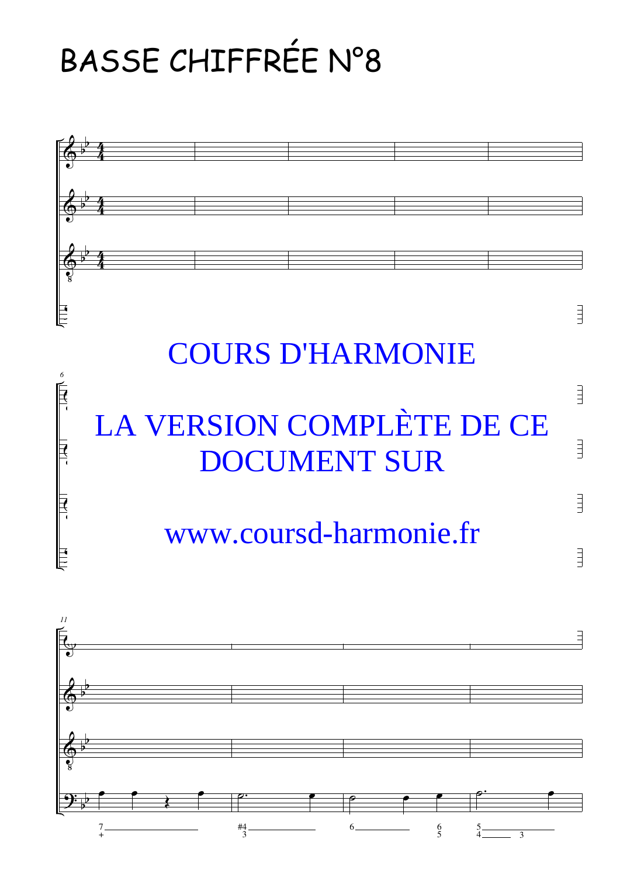# BASSE CHIFFRÉE N°8

COURS D'HARMONIE

LA VERSION COMPLÈTE DE CE DOCUMENT SUR

www.coursd-harmonie.fr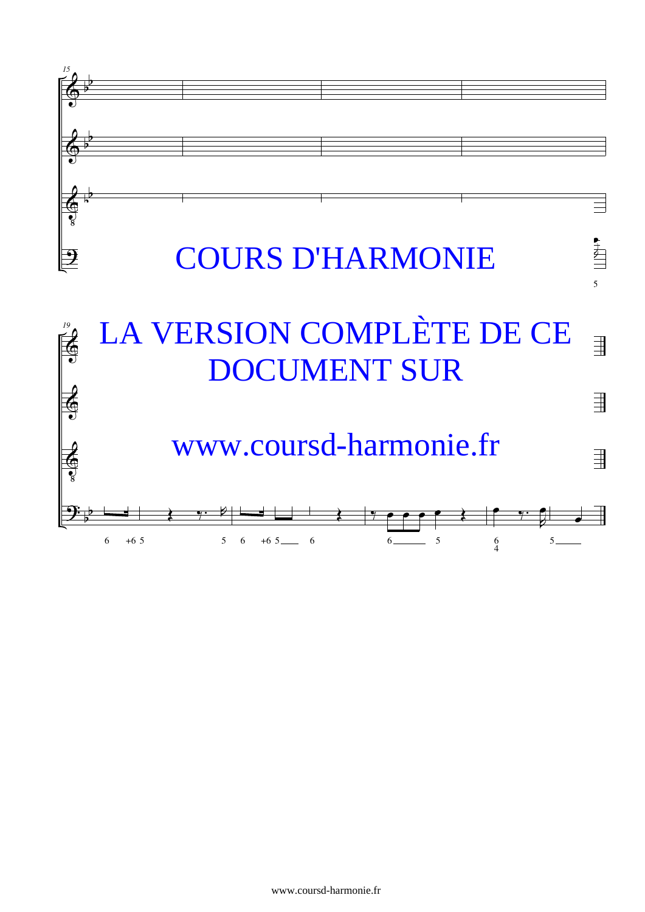COURS D'HARMONIE

LA VERSION COMPLÈTE DE CE DOCUMENT SUR

www.coursd-harmonie.fr